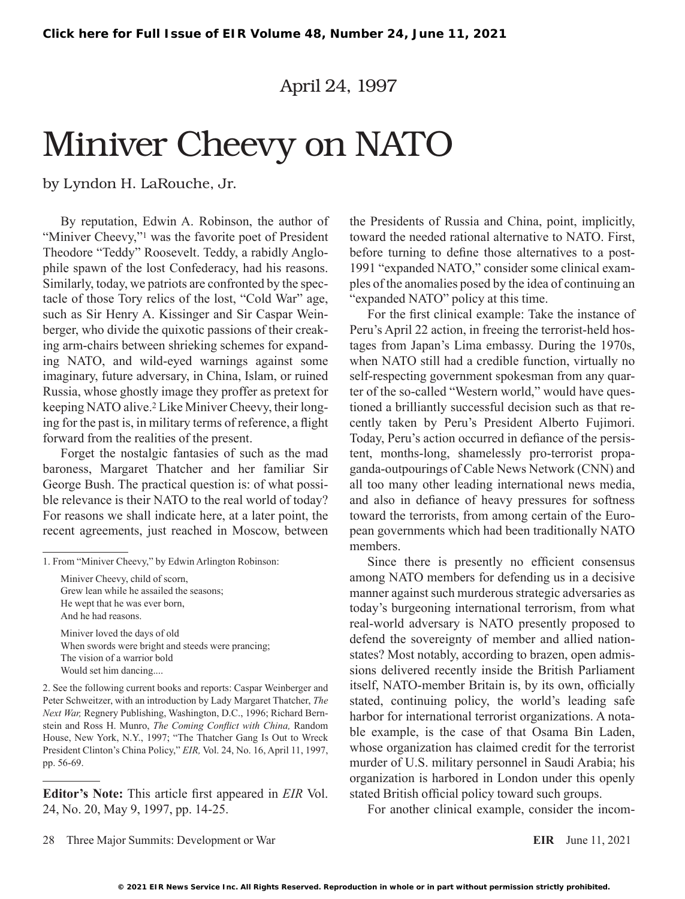April 24, 1997

# Miniver Cheevy on NATO

by Lyndon H. LaRouche, Jr.

By reputation, Edwin A. Robinson, the author of "Miniver Cheevy,"[1] was the favorite poet of President Theodore "Teddy" Roosevelt. Teddy, a rabidly Anglophile spawn of the lost Confederacy, had his reasons. Similarly, today, we patriots are confronted by the spectacle of those Tory relics of the lost, "Cold War" age, such as Sir Henry A. Kissinger and Sir Caspar Weinberger, who divide the quixotic passions of their creaking arm-chairs between shrieking schemes for expanding NATO, and wild-eyed warnings against some imaginary, future adversary, in China, Islam, or ruined Russia, whose ghostly image they proffer as pretext for keeping NATO alive.[2] Like Miniver Cheevy, their longing for the past is, in military terms of reference, a flight forward from the realities of the present.

Forget the nostalgic fantasies of such as the mad baroness, Margaret Thatcher and her familiar Sir George Bush. The practical question is: of what possible relevance is their NATO to the real world of today? For reasons we shall indicate here, at a later point, the recent agreements, just reached in Moscow, between the Presidents of Russia and China, point, implicitly, toward the needed rational alternative to NATO. First, before turning to define those alternatives to a post-1991 "expanded NATO," consider some clinical examples of the anomalies posed by the idea of continuing an "expanded NATO" policy at this time.

For the first clinical example: Take the instance of Peru's April 22 action, in freeing the terrorist-held hostages from Japan's Lima embassy. During the 1970s, when NATO still had a credible function, virtually no self-respecting government spokesman from any quarter of the so-called "Western world," would have questioned a brilliantly successful decision such as that recently taken by Peru's President Alberto Fujimori. Today, Peru's action occurred in defiance of the persistent, months-long, shamelessly pro-terrorist propaganda-outpourings of Cable News Network (CNN) and all too many other leading international news media, and also in defiance of heavy pressures for softness toward the terrorists, from among certain of the European governments which had been traditionally NATO members.

Since there is presently no efficient consensus among NATO members for defending us in a decisive manner against such murderous strategic adversaries as today's burgeoning international terrorism, from what real-world adversary is NATO presently proposed to defend the sovereignty of member and allied nation-states? Most notably, according to brazen, open admissions delivered recently inside the British Parliament itself, NATO-member Britain is, by its own, officially stated, continuing policy, the world's leading safe harbor for international terrorist organizations. A notable example, is the case of that Osama Bin Laden, whose organization has claimed credit for the terrorist murder of U.S. military personnel in Saudi Arabia; his organization is harbored in London under this openly stated British official policy toward such groups.

For another clinical example, consider the incom-

---

1. From "Miniver Cheevy," by Edwin Arlington Robinson:

> Miniver Cheevy, child of scorn,
> Grew lean while he assailed the seasons;
> He wept that he was ever born,
> And he had reasons.
>
> Miniver loved the days of old
> When swords were bright and steeds were prancing;
> The vision of a warrior bold
> Would set him dancing....

2. See the following current books and reports: Caspar Weinberger and Peter Schweitzer, with an introduction by Lady Margaret Thatcher, *The Next War,* Regnery Publishing, Washington, D.C., 1996; Richard Bernstein and Ross H. Munro, *The Coming Conflict with China,* Random House, New York, N.Y., 1997; "The Thatcher Gang Is Out to Wreck President Clinton's China Policy," *EIR,* Vol. 24, No. 16, April 11, 1997, pp. 56-69.

---

**Editor's Note:** This article first appeared in *EIR* Vol. 24, No. 20, May 9, 1997, pp. 14-25.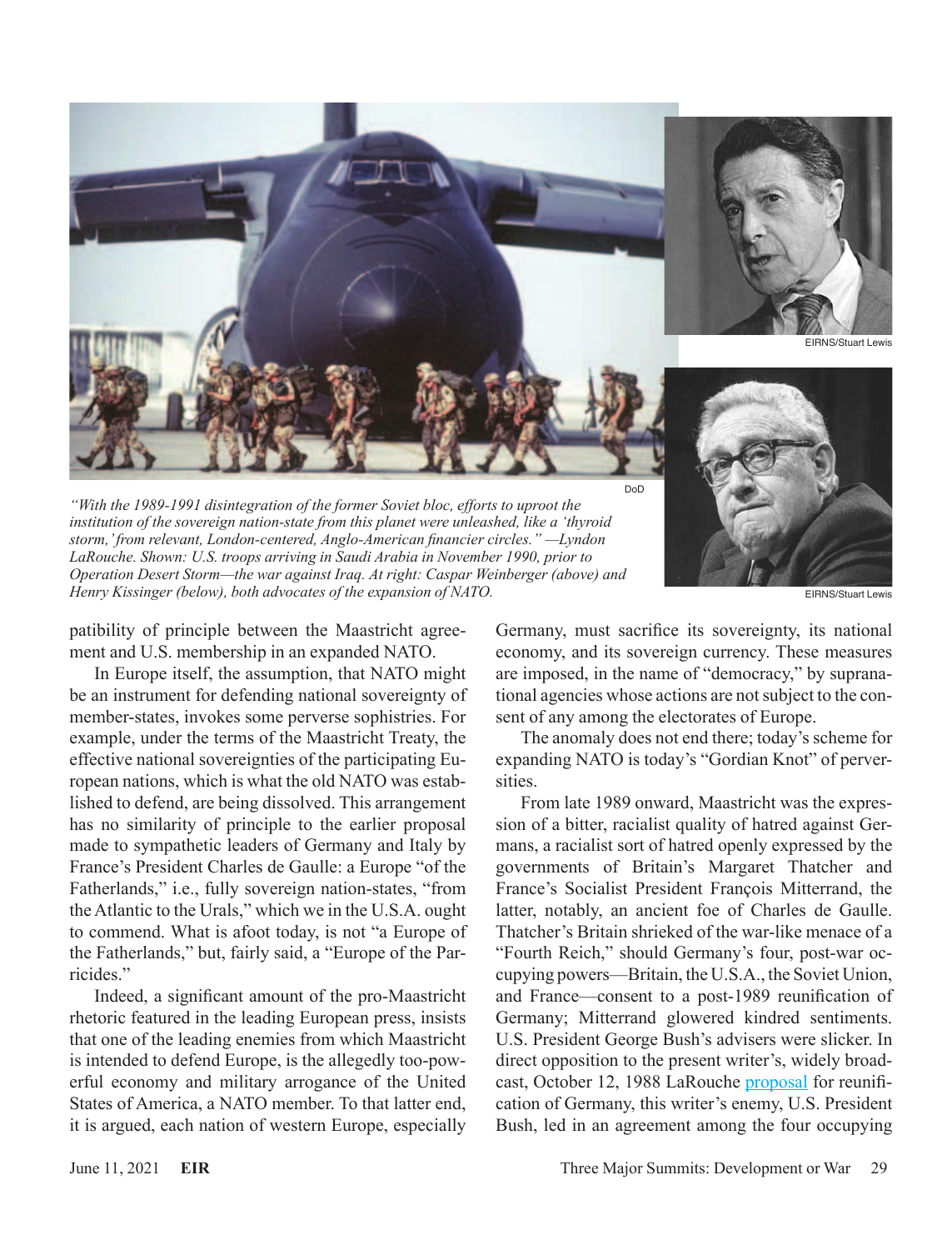"With the 1989-1991 disintegration of the former Soviet bloc, efforts to uproot the institution of the sovereign nation-state from this planet were unleashed, like a 'thyroid storm,' from relevant, London-centered, Anglo-American financier circles." —Lyndon LaRouche. Shown: U.S. troops arriving in Saudi Arabia in November 1990, prior to Operation Desert Storm—the war against Iraq. At right: Caspar Weinberger (above) and Henry Kissinger (below), both advocates of the expansion of NATO.

patibility of principle between the Maastricht agreement and U.S. membership in an expanded NATO.

In Europe itself, the assumption, that NATO might be an instrument for defending national sovereignty of member-states, invokes some perverse sophistries. For example, under the terms of the Maastricht Treaty, the effective national sovereignties of the participating European nations, which is what the old NATO was established to defend, are being dissolved. This arrangement has no similarity of principle to the earlier proposal made to sympathetic leaders of Germany and Italy by France's President Charles de Gaulle: a Europe "of the Fatherlands," i.e., fully sovereign nation-states, "from the Atlantic to the Urals," which we in the U.S.A. ought to commend. What is afoot today, is not "a Europe of the Fatherlands," but, fairly said, a "Europe of the Parricides."

Indeed, a significant amount of the pro-Maastricht rhetoric featured in the leading European press, insists that one of the leading enemies from which Maastricht is intended to defend Europe, is the allegedly too-powerful economy and military arrogance of the United States of America, a NATO member. To that latter end, it is argued, each nation of western Europe, especially Germany, must sacrifice its sovereignty, its national economy, and its sovereign currency. These measures are imposed, in the name of "democracy," by supranational agencies whose actions are not subject to the consent of any among the electorates of Europe.

The anomaly does not end there; today's scheme for expanding NATO is today's "Gordian Knot" of perversities.

From late 1989 onward, Maastricht was the expression of a bitter, racialist quality of hatred against Germans, a racialist sort of hatred openly expressed by the governments of Britain's Margaret Thatcher and France's Socialist President François Mitterrand, the latter, notably, an ancient foe of Charles de Gaulle. Thatcher's Britain shrieked of the war-like menace of a "Fourth Reich," should Germany's four, post-war occupying powers—Britain, the U.S.A., the Soviet Union, and France—consent to a post-1989 reunification of Germany; Mitterrand glowered kindred sentiments. U.S. President George Bush's advisers were slicker. In direct opposition to the present writer's, widely broadcast, October 12, 1988 LaRouche proposal for reunification of Germany, this writer's enemy, U.S. President Bush, led in an agreement among the four occupying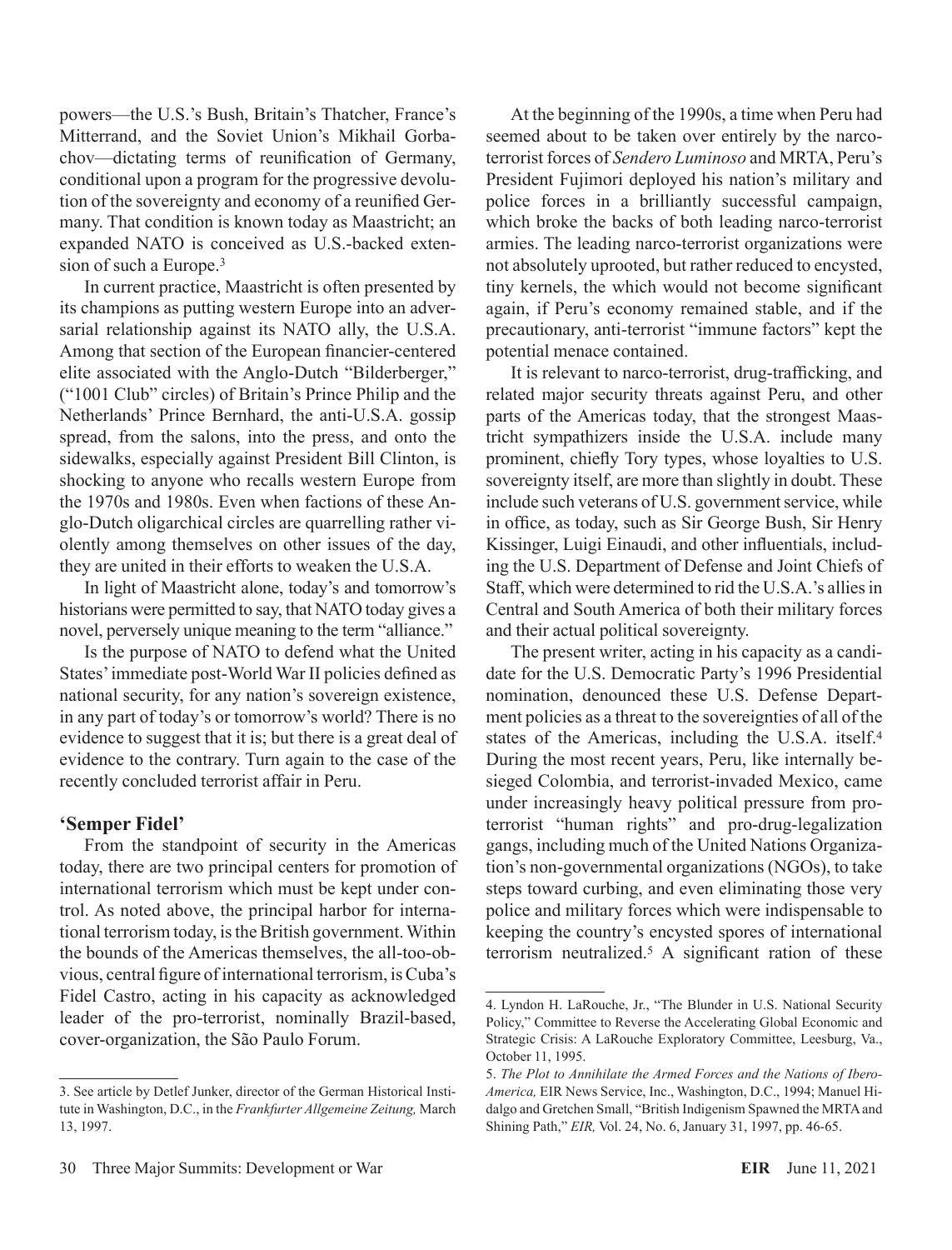powers—the U.S.'s Bush, Britain's Thatcher, France's Mitterrand, and the Soviet Union's Mikhail Gorbachov—dictating terms of reunification of Germany, conditional upon a program for the progressive devolution of the sovereignty and economy of a reunified Germany. That condition is known today as Maastricht; an expanded NATO is conceived as U.S.-backed extension of such a Europe.[3]

In current practice, Maastricht is often presented by its champions as putting western Europe into an adversarial relationship against its NATO ally, the U.S.A. Among that section of the European financier-centered elite associated with the Anglo-Dutch "Bilderberger," ("1001 Club" circles) of Britain's Prince Philip and the Netherlands' Prince Bernhard, the anti-U.S.A. gossip spread, from the salons, into the press, and onto the sidewalks, especially against President Bill Clinton, is shocking to anyone who recalls western Europe from the 1970s and 1980s. Even when factions of these Anglo-Dutch oligarchical circles are quarrelling rather violently among themselves on other issues of the day, they are united in their efforts to weaken the U.S.A.

In light of Maastricht alone, today's and tomorrow's historians were permitted to say, that NATO today gives a novel, perversely unique meaning to the term "alliance."

Is the purpose of NATO to defend what the United States' immediate post-World War II policies defined as national security, for any nation's sovereign existence, in any part of today's or tomorrow's world? There is no evidence to suggest that it is; but there is a great deal of evidence to the contrary. Turn again to the case of the recently concluded terrorist affair in Peru.

## 'Semper Fidel'

From the standpoint of security in the Americas today, there are two principal centers for promotion of international terrorism which must be kept under control. As noted above, the principal harbor for international terrorism today, is the British government. Within the bounds of the Americas themselves, the all-too-obvious, central figure of international terrorism, is Cuba's Fidel Castro, acting in his capacity as acknowledged leader of the pro-terrorist, nominally Brazil-based, cover-organization, the São Paulo Forum.

At the beginning of the 1990s, a time when Peru had seemed about to be taken over entirely by the narco-terrorist forces of *Sendero Luminoso* and MRTA, Peru's President Fujimori deployed his nation's military and police forces in a brilliantly successful campaign, which broke the backs of both leading narco-terrorist armies. The leading narco-terrorist organizations were not absolutely uprooted, but rather reduced to encysted, tiny kernels, the which would not become significant again, if Peru's economy remained stable, and if the precautionary, anti-terrorist "immune factors" kept the potential menace contained.

It is relevant to narco-terrorist, drug-trafficking, and related major security threats against Peru, and other parts of the Americas today, that the strongest Maastricht sympathizers inside the U.S.A. include many prominent, chiefly Tory types, whose loyalties to U.S. sovereignty itself, are more than slightly in doubt. These include such veterans of U.S. government service, while in office, as today, such as Sir George Bush, Sir Henry Kissinger, Luigi Einaudi, and other influentials, including the U.S. Department of Defense and Joint Chiefs of Staff, which were determined to rid the U.S.A.'s allies in Central and South America of both their military forces and their actual political sovereignty.

The present writer, acting in his capacity as a candidate for the U.S. Democratic Party's 1996 Presidential nomination, denounced these U.S. Defense Department policies as a threat to the sovereignties of all of the states of the Americas, including the U.S.A. itself.[4] During the most recent years, Peru, like internally besieged Colombia, and terrorist-invaded Mexico, came under increasingly heavy political pressure from pro-terrorist "human rights" and pro-drug-legalization gangs, including much of the United Nations Organization's non-governmental organizations (NGOs), to take steps toward curbing, and even eliminating those very police and military forces which were indispensable to keeping the country's encysted spores of international terrorism neutralized.[5] A significant ration of these

---

3. See article by Detlef Junker, director of the German Historical Institute in Washington, D.C., in the *Frankfurter Allgemeine Zeitung,* March 13, 1997.

4. Lyndon H. LaRouche, Jr., "The Blunder in U.S. National Security Policy," Committee to Reverse the Accelerating Global Economic and Strategic Crisis: A LaRouche Exploratory Committee, Leesburg, Va., October 11, 1995.

5. *The Plot to Annihilate the Armed Forces and the Nations of Ibero-America,* EIR News Service, Inc., Washington, D.C., 1994; Manuel Hidalgo and Gretchen Small, "British Indigenism Spawned the MRTA and Shining Path," *EIR,* Vol. 24, No. 6, January 31, 1997, pp. 46-65.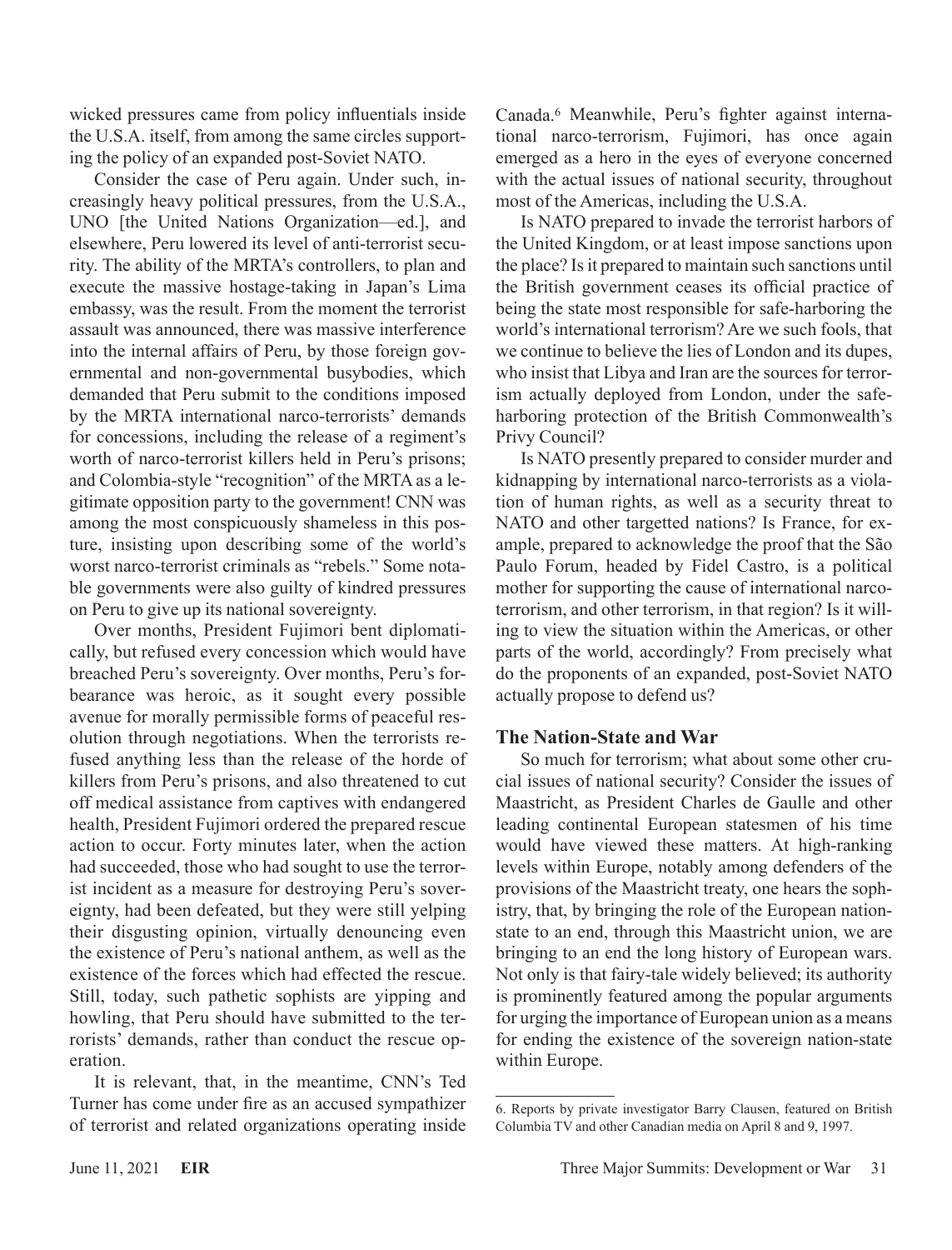wicked pressures came from policy influentials inside the U.S.A. itself, from among the same circles supporting the policy of an expanded post-Soviet NATO.

Consider the case of Peru again. Under such, increasingly heavy political pressures, from the U.S.A., UNO [the United Nations Organization—ed.], and elsewhere, Peru lowered its level of anti-terrorist security. The ability of the MRTA's controllers, to plan and execute the massive hostage-taking in Japan's Lima embassy, was the result. From the moment the terrorist assault was announced, there was massive interference into the internal affairs of Peru, by those foreign governmental and non-governmental busybodies, which demanded that Peru submit to the conditions imposed by the MRTA international narco-terrorists' demands for concessions, including the release of a regiment's worth of narco-terrorist killers held in Peru's prisons; and Colombia-style "recognition" of the MRTA as a legitimate opposition party to the government! CNN was among the most conspicuously shameless in this posture, insisting upon describing some of the world's worst narco-terrorist criminals as "rebels." Some notable governments were also guilty of kindred pressures on Peru to give up its national sovereignty.

Over months, President Fujimori bent diplomatically, but refused every concession which would have breached Peru's sovereignty. Over months, Peru's forbearance was heroic, as it sought every possible avenue for morally permissible forms of peaceful resolution through negotiations. When the terrorists refused anything less than the release of the horde of killers from Peru's prisons, and also threatened to cut off medical assistance from captives with endangered health, President Fujimori ordered the prepared rescue action to occur. Forty minutes later, when the action had succeeded, those who had sought to use the terrorist incident as a measure for destroying Peru's sovereignty, had been defeated, but they were still yelping their disgusting opinion, virtually denouncing even the existence of Peru's national anthem, as well as the existence of the forces which had effected the rescue. Still, today, such pathetic sophists are yipping and howling, that Peru should have submitted to the terrorists' demands, rather than conduct the rescue operation.

It is relevant, that, in the meantime, CNN's Ted Turner has come under fire as an accused sympathizer of terrorist and related organizations operating inside Canada.[6] Meanwhile, Peru's fighter against international narco-terrorism, Fujimori, has once again emerged as a hero in the eyes of everyone concerned with the actual issues of national security, throughout most of the Americas, including the U.S.A.

Is NATO prepared to invade the terrorist harbors of the United Kingdom, or at least impose sanctions upon the place? Is it prepared to maintain such sanctions until the British government ceases its official practice of being the state most responsible for safe-harboring the world's international terrorism? Are we such fools, that we continue to believe the lies of London and its dupes, who insist that Libya and Iran are the sources for terrorism actually deployed from London, under the safe-harboring protection of the British Commonwealth's Privy Council?

Is NATO presently prepared to consider murder and kidnapping by international narco-terrorists as a violation of human rights, as well as a security threat to NATO and other targetted nations? Is France, for example, prepared to acknowledge the proof that the São Paulo Forum, headed by Fidel Castro, is a political mother for supporting the cause of international narco-terrorism, and other terrorism, in that region? Is it willing to view the situation within the Americas, or other parts of the world, accordingly? From precisely what do the proponents of an expanded, post-Soviet NATO actually propose to defend us?

## The Nation-State and War

So much for terrorism; what about some other crucial issues of national security? Consider the issues of Maastricht, as President Charles de Gaulle and other leading continental European statesmen of his time would have viewed these matters. At high-ranking levels within Europe, notably among defenders of the provisions of the Maastricht treaty, one hears the sophistry, that, by bringing the role of the European nation-state to an end, through this Maastricht union, we are bringing to an end the long history of European wars. Not only is that fairy-tale widely believed; its authority is prominently featured among the popular arguments for urging the importance of European union as a means for ending the existence of the sovereign nation-state within Europe.

---

6. Reports by private investigator Barry Clausen, featured on British Columbia TV and other Canadian media on April 8 and 9, 1997.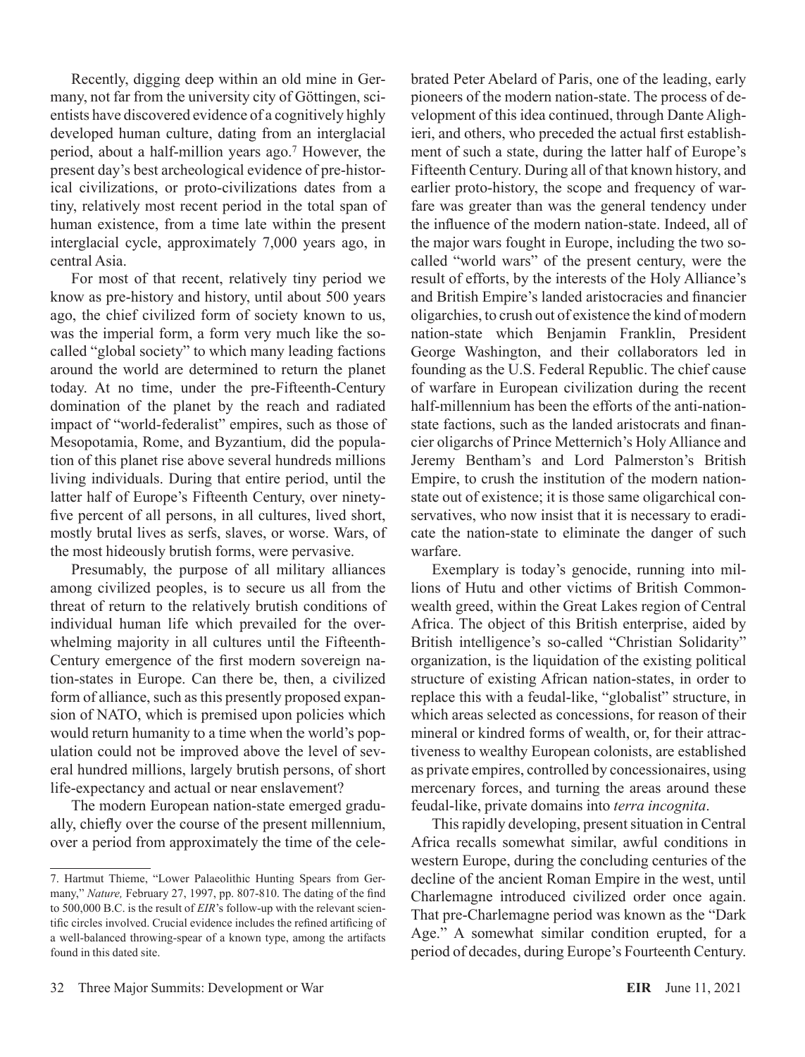Recently, digging deep within an old mine in Germany, not far from the university city of Göttingen, scientists have discovered evidence of a cognitively highly developed human culture, dating from an interglacial period, about a half-million years ago.[7] However, the present day's best archeological evidence of pre-historical civilizations, or proto-civilizations dates from a tiny, relatively most recent period in the total span of human existence, from a time late within the present interglacial cycle, approximately 7,000 years ago, in central Asia.

For most of that recent, relatively tiny period we know as pre-history and history, until about 500 years ago, the chief civilized form of society known to us, was the imperial form, a form very much like the so-called "global society" to which many leading factions around the world are determined to return the planet today. At no time, under the pre-Fifteenth-Century domination of the planet by the reach and radiated impact of "world-federalist" empires, such as those of Mesopotamia, Rome, and Byzantium, did the population of this planet rise above several hundreds millions living individuals. During that entire period, until the latter half of Europe's Fifteenth Century, over ninety-five percent of all persons, in all cultures, lived short, mostly brutal lives as serfs, slaves, or worse. Wars, of the most hideously brutish forms, were pervasive.

Presumably, the purpose of all military alliances among civilized peoples, is to secure us all from the threat of return to the relatively brutish conditions of individual human life which prevailed for the overwhelming majority in all cultures until the Fifteenth-Century emergence of the first modern sovereign nation-states in Europe. Can there be, then, a civilized form of alliance, such as this presently proposed expansion of NATO, which is premised upon policies which would return humanity to a time when the world's population could not be improved above the level of several hundred millions, largely brutish persons, of short life-expectancy and actual or near enslavement?

The modern European nation-state emerged gradually, chiefly over the course of the present millennium, over a period from approximately the time of the celebrated Peter Abelard of Paris, one of the leading, early pioneers of the modern nation-state. The process of development of this idea continued, through Dante Alighieri, and others, who preceded the actual first establishment of such a state, during the latter half of Europe's Fifteenth Century. During all of that known history, and earlier proto-history, the scope and frequency of warfare was greater than was the general tendency under the influence of the modern nation-state. Indeed, all of the major wars fought in Europe, including the two so-called "world wars" of the present century, were the result of efforts, by the interests of the Holy Alliance's and British Empire's landed aristocracies and financier oligarchies, to crush out of existence the kind of modern nation-state which Benjamin Franklin, President George Washington, and their collaborators led in founding as the U.S. Federal Republic. The chief cause of warfare in European civilization during the recent half-millennium has been the efforts of the anti-nation-state factions, such as the landed aristocrats and financier oligarchs of Prince Metternich's Holy Alliance and Jeremy Bentham's and Lord Palmerston's British Empire, to crush the institution of the modern nation-state out of existence; it is those same oligarchical conservatives, who now insist that it is necessary to eradicate the nation-state to eliminate the danger of such warfare.

Exemplary is today's genocide, running into millions of Hutu and other victims of British Commonwealth greed, within the Great Lakes region of Central Africa. The object of this British enterprise, aided by British intelligence's so-called "Christian Solidarity" organization, is the liquidation of the existing political structure of existing African nation-states, in order to replace this with a feudal-like, "globalist" structure, in which areas selected as concessions, for reason of their mineral or kindred forms of wealth, or, for their attractiveness to wealthy European colonists, are established as private empires, controlled by concessionaires, using mercenary forces, and turning the areas around these feudal-like, private domains into *terra incognita*.

This rapidly developing, present situation in Central Africa recalls somewhat similar, awful conditions in western Europe, during the concluding centuries of the decline of the ancient Roman Empire in the west, until Charlemagne introduced civilized order once again. That pre-Charlemagne period was known as the "Dark Age." A somewhat similar condition erupted, for a period of decades, during Europe's Fourteenth Century.

---

7. Hartmut Thieme, "Lower Palaeolithic Hunting Spears from Germany," *Nature,* February 27, 1997, pp. 807-810. The dating of the find to 500,000 B.C. is the result of *EIR*'s follow-up with the relevant scientific circles involved. Crucial evidence includes the refined artificing of a well-balanced throwing-spear of a known type, among the artifacts found in this dated site.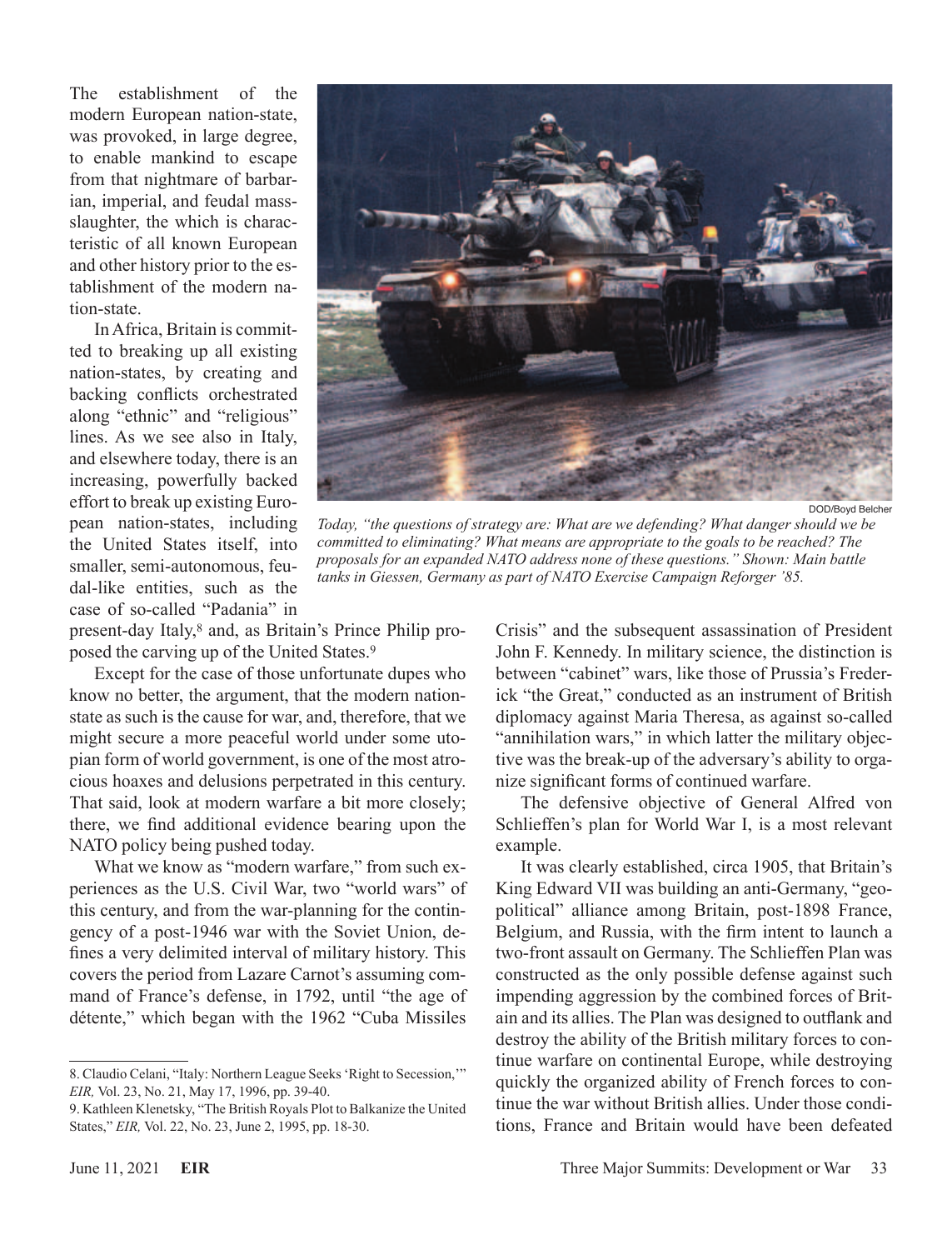The establishment of the modern European nation-state, was provoked, in large degree, to enable mankind to escape from that nightmare of barbarian, imperial, and feudal mass-slaughter, the which is characteristic of all known European and other history prior to the establishment of the modern nation-state.

In Africa, Britain is committed to breaking up all existing nation-states, by creating and backing conflicts orchestrated along "ethnic" and "religious" lines. As we see also in Italy, and elsewhere today, there is an increasing, powerfully backed effort to break up existing European nation-states, including the United States itself, into smaller, semi-autonomous, feudal-like entities, such as the case of so-called "Padania" in present-day Italy,[8] and, as Britain's Prince Philip proposed the carving up of the United States.[9]

DOD/Boyd Belcher

*Today, "the questions of strategy are: What are we defending? What danger should we be committed to eliminating? What means are appropriate to the goals to be reached? The proposals for an expanded NATO address none of these questions." Shown: Main battle tanks in Giessen, Germany as part of NATO Exercise Campaign Reforger '85.*

Except for the case of those unfortunate dupes who know no better, the argument, that the modern nation-state as such is the cause for war, and, therefore, that we might secure a more peaceful world under some utopian form of world government, is one of the most atrocious hoaxes and delusions perpetrated in this century. That said, look at modern warfare a bit more closely; there, we find additional evidence bearing upon the NATO policy being pushed today.

What we know as "modern warfare," from such experiences as the U.S. Civil War, two "world wars" of this century, and from the war-planning for the contingency of a post-1946 war with the Soviet Union, defines a very delimited interval of military history. This covers the period from Lazare Carnot's assuming command of France's defense, in 1792, until "the age of détente," which began with the 1962 "Cuba Missiles Crisis" and the subsequent assassination of President John F. Kennedy. In military science, the distinction is between "cabinet" wars, like those of Prussia's Frederick "the Great," conducted as an instrument of British diplomacy against Maria Theresa, as against so-called "annihilation wars," in which latter the military objective was the break-up of the adversary's ability to organize significant forms of continued warfare.

The defensive objective of General Alfred von Schlieffen's plan for World War I, is a most relevant example.

It was clearly established, circa 1905, that Britain's King Edward VII was building an anti-Germany, "geopolitical" alliance among Britain, post-1898 France, Belgium, and Russia, with the firm intent to launch a two-front assault on Germany. The Schlieffen Plan was constructed as the only possible defense against such impending aggression by the combined forces of Britain and its allies. The Plan was designed to outflank and destroy the ability of the British military forces to continue warfare on continental Europe, while destroying quickly the organized ability of French forces to continue the war without British allies. Under those conditions, France and Britain would have been defeated

---

8. Claudio Celani, "Italy: Northern League Seeks 'Right to Secession,'" *EIR,* Vol. 23, No. 21, May 17, 1996, pp. 39-40.

9. Kathleen Klenetsky, "The British Royals Plot to Balkanize the United States," *EIR,* Vol. 22, No. 23, June 2, 1995, pp. 18-30.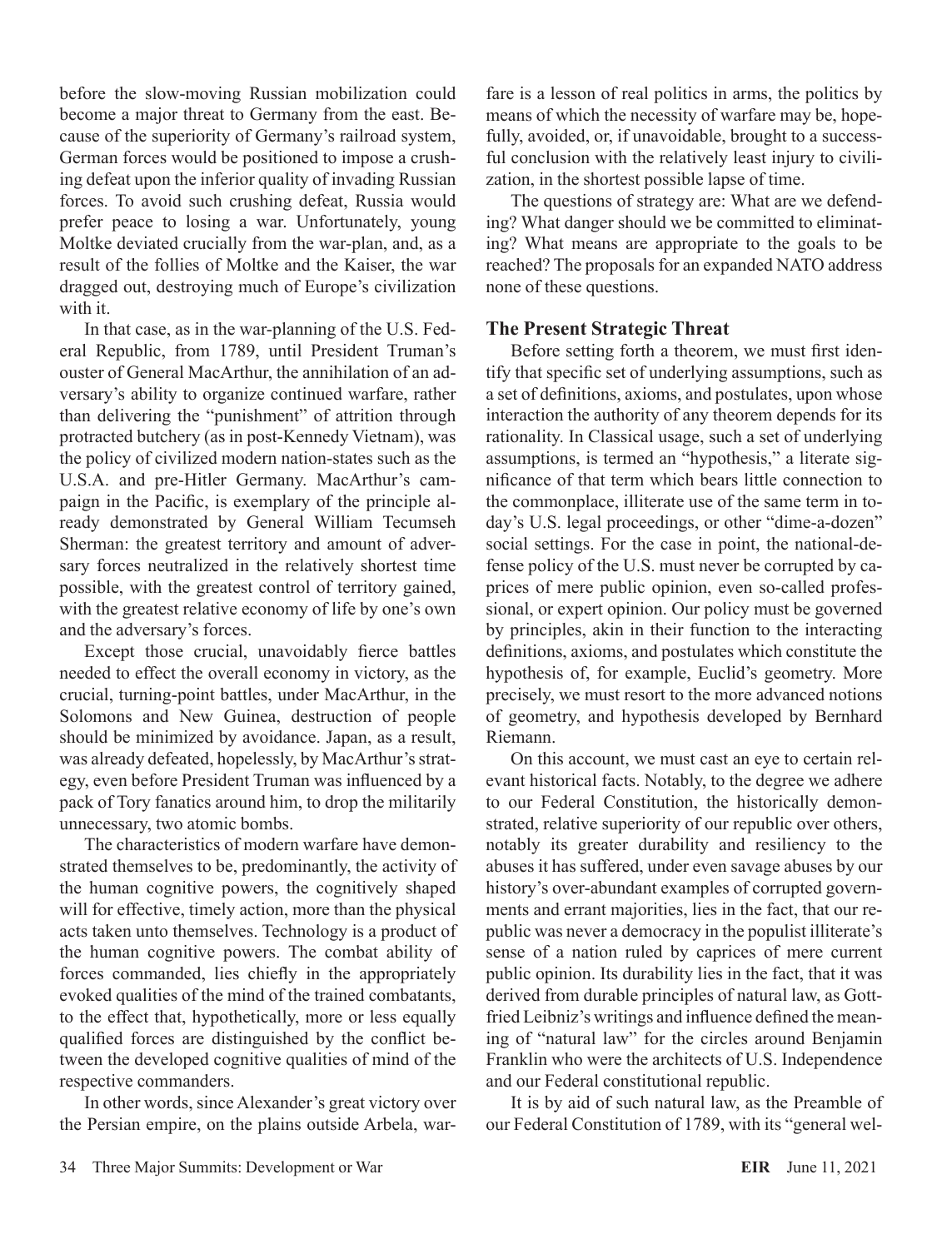before the slow-moving Russian mobilization could become a major threat to Germany from the east. Because of the superiority of Germany's railroad system, German forces would be positioned to impose a crushing defeat upon the inferior quality of invading Russian forces. To avoid such crushing defeat, Russia would prefer peace to losing a war. Unfortunately, young Moltke deviated crucially from the war-plan, and, as a result of the follies of Moltke and the Kaiser, the war dragged out, destroying much of Europe's civilization with it.

In that case, as in the war-planning of the U.S. Federal Republic, from 1789, until President Truman's ouster of General MacArthur, the annihilation of an adversary's ability to organize continued warfare, rather than delivering the "punishment" of attrition through protracted butchery (as in post-Kennedy Vietnam), was the policy of civilized modern nation-states such as the U.S.A. and pre-Hitler Germany. MacArthur's campaign in the Pacific, is exemplary of the principle already demonstrated by General William Tecumseh Sherman: the greatest territory and amount of adversary forces neutralized in the relatively shortest time possible, with the greatest control of territory gained, with the greatest relative economy of life by one's own and the adversary's forces.

Except those crucial, unavoidably fierce battles needed to effect the overall economy in victory, as the crucial, turning-point battles, under MacArthur, in the Solomons and New Guinea, destruction of people should be minimized by avoidance. Japan, as a result, was already defeated, hopelessly, by MacArthur's strategy, even before President Truman was influenced by a pack of Tory fanatics around him, to drop the militarily unnecessary, two atomic bombs.

The characteristics of modern warfare have demonstrated themselves to be, predominantly, the activity of the human cognitive powers, the cognitively shaped will for effective, timely action, more than the physical acts taken unto themselves. Technology is a product of the human cognitive powers. The combat ability of forces commanded, lies chiefly in the appropriately evoked qualities of the mind of the trained combatants, to the effect that, hypothetically, more or less equally qualified forces are distinguished by the conflict between the developed cognitive qualities of mind of the respective commanders.

In other words, since Alexander's great victory over the Persian empire, on the plains outside Arbela, warfare is a lesson of real politics in arms, the politics by means of which the necessity of warfare may be, hopefully, avoided, or, if unavoidable, brought to a successful conclusion with the relatively least injury to civilization, in the shortest possible lapse of time.

The questions of strategy are: What are we defending? What danger should we be committed to eliminating? What means are appropriate to the goals to be reached? The proposals for an expanded NATO address none of these questions.

### The Present Strategic Threat

Before setting forth a theorem, we must first identify that specific set of underlying assumptions, such as a set of definitions, axioms, and postulates, upon whose interaction the authority of any theorem depends for its rationality. In Classical usage, such a set of underlying assumptions, is termed an "hypothesis," a literate significance of that term which bears little connection to the commonplace, illiterate use of the same term in today's U.S. legal proceedings, or other "dime-a-dozen" social settings. For the case in point, the national-defense policy of the U.S. must never be corrupted by caprices of mere public opinion, even so-called professional, or expert opinion. Our policy must be governed by principles, akin in their function to the interacting definitions, axioms, and postulates which constitute the hypothesis of, for example, Euclid's geometry. More precisely, we must resort to the more advanced notions of geometry, and hypothesis developed by Bernhard Riemann.

On this account, we must cast an eye to certain relevant historical facts. Notably, to the degree we adhere to our Federal Constitution, the historically demonstrated, relative superiority of our republic over others, notably its greater durability and resiliency to the abuses it has suffered, under even savage abuses by our history's over-abundant examples of corrupted governments and errant majorities, lies in the fact, that our republic was never a democracy in the populist illiterate's sense of a nation ruled by caprices of mere current public opinion. Its durability lies in the fact, that it was derived from durable principles of natural law, as Gottfried Leibniz's writings and influence defined the meaning of "natural law" for the circles around Benjamin Franklin who were the architects of U.S. Independence and our Federal constitutional republic.

It is by aid of such natural law, as the Preamble of our Federal Constitution of 1789, with its "general wel-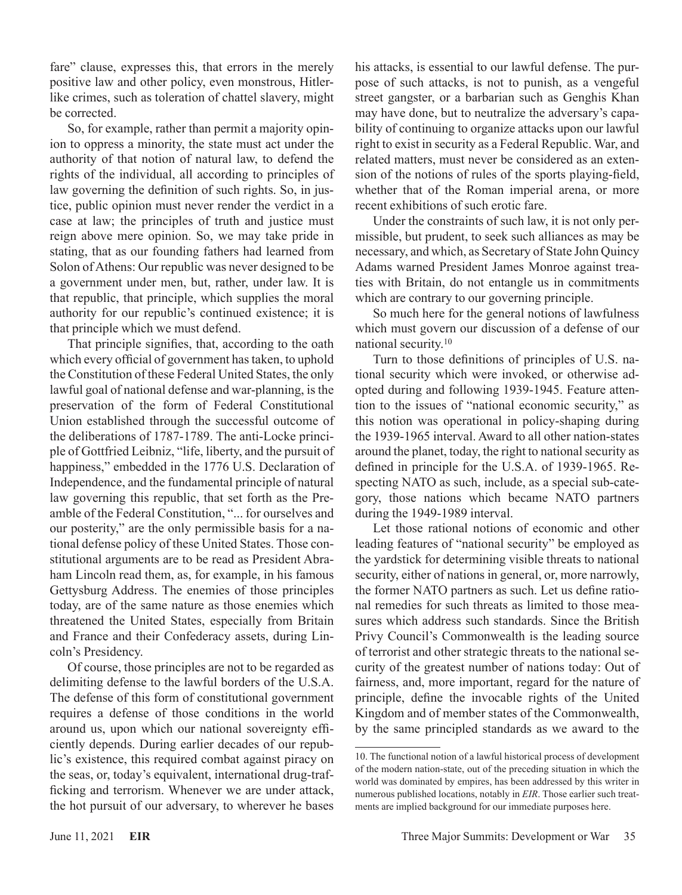fare" clause, expresses this, that errors in the merely positive law and other policy, even monstrous, Hitler-like crimes, such as toleration of chattel slavery, might be corrected.

So, for example, rather than permit a majority opinion to oppress a minority, the state must act under the authority of that notion of natural law, to defend the rights of the individual, all according to principles of law governing the definition of such rights. So, in justice, public opinion must never render the verdict in a case at law; the principles of truth and justice must reign above mere opinion. So, we may take pride in stating, that as our founding fathers had learned from Solon of Athens: Our republic was never designed to be a government under men, but, rather, under law. It is that republic, that principle, which supplies the moral authority for our republic's continued existence; it is that principle which we must defend.

That principle signifies, that, according to the oath which every official of government has taken, to uphold the Constitution of these Federal United States, the only lawful goal of national defense and war-planning, is the preservation of the form of Federal Constitutional Union established through the successful outcome of the deliberations of 1787-1789. The anti-Locke principle of Gottfried Leibniz, "life, liberty, and the pursuit of happiness," embedded in the 1776 U.S. Declaration of Independence, and the fundamental principle of natural law governing this republic, that set forth as the Preamble of the Federal Constitution, "... for ourselves and our posterity," are the only permissible basis for a national defense policy of these United States. Those constitutional arguments are to be read as President Abraham Lincoln read them, as, for example, in his famous Gettysburg Address. The enemies of those principles today, are of the same nature as those enemies which threatened the United States, especially from Britain and France and their Confederacy assets, during Lincoln's Presidency.

Of course, those principles are not to be regarded as delimiting defense to the lawful borders of the U.S.A. The defense of this form of constitutional government requires a defense of those conditions in the world around us, upon which our national sovereignty efficiently depends. During earlier decades of our republic's existence, this required combat against piracy on the seas, or, today's equivalent, international drug-trafficking and terrorism. Whenever we are under attack, the hot pursuit of our adversary, to wherever he bases his attacks, is essential to our lawful defense. The purpose of such attacks, is not to punish, as a vengeful street gangster, or a barbarian such as Genghis Khan may have done, but to neutralize the adversary's capability of continuing to organize attacks upon our lawful right to exist in security as a Federal Republic. War, and related matters, must never be considered as an extension of the notions of rules of the sports playing-field, whether that of the Roman imperial arena, or more recent exhibitions of such erotic fare.

Under the constraints of such law, it is not only permissible, but prudent, to seek such alliances as may be necessary, and which, as Secretary of State John Quincy Adams warned President James Monroe against treaties with Britain, do not entangle us in commitments which are contrary to our governing principle.

So much here for the general notions of lawfulness which must govern our discussion of a defense of our national security.[10]

Turn to those definitions of principles of U.S. national security which were invoked, or otherwise adopted during and following 1939-1945. Feature attention to the issues of "national economic security," as this notion was operational in policy-shaping during the 1939-1965 interval. Award to all other nation-states around the planet, today, the right to national security as defined in principle for the U.S.A. of 1939-1965. Respecting NATO as such, include, as a special sub-category, those nations which became NATO partners during the 1949-1989 interval.

Let those rational notions of economic and other leading features of "national security" be employed as the yardstick for determining visible threats to national security, either of nations in general, or, more narrowly, the former NATO partners as such. Let us define rational remedies for such threats as limited to those measures which address such standards. Since the British Privy Council's Commonwealth is the leading source of terrorist and other strategic threats to the national security of the greatest number of nations today: Out of fairness, and, more important, regard for the nature of principle, define the invocable rights of the United Kingdom and of member states of the Commonwealth, by the same principled standards as we award to the

10. The functional notion of a lawful historical process of development of the modern nation-state, out of the preceding situation in which the world was dominated by empires, has been addressed by this writer in numerous published locations, notably in *EIR*. Those earlier such treatments are implied background for our immediate purposes here.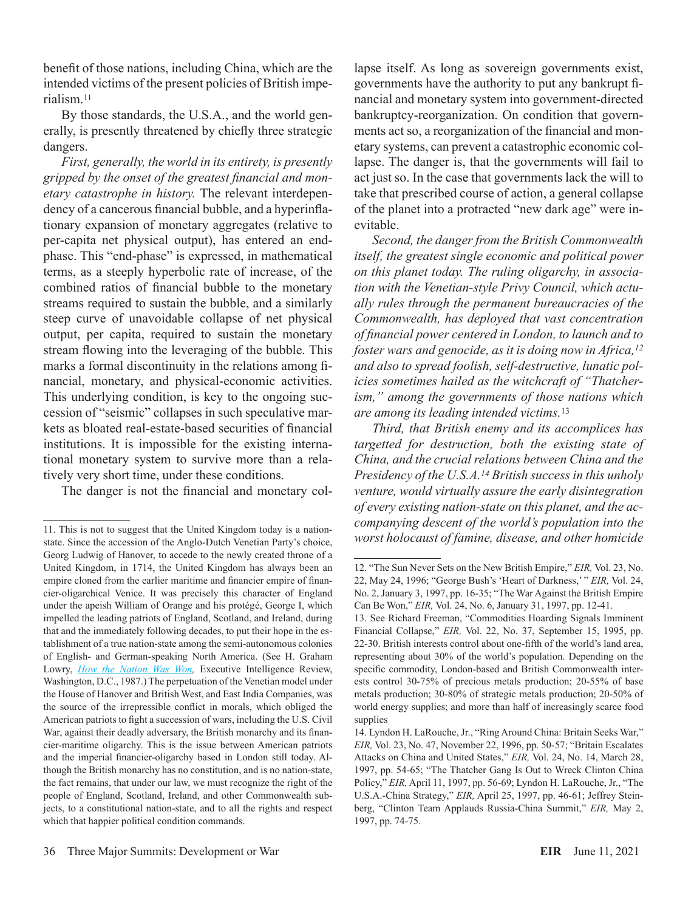benefit of those nations, including China, which are the intended victims of the present policies of British imperialism.[11]

By those standards, the U.S.A., and the world generally, is presently threatened by chiefly three strategic dangers.

*First, generally, the world in its entirety, is presently gripped by the onset of the greatest financial and monetary catastrophe in history.* The relevant interdependency of a cancerous financial bubble, and a hyperinflationary expansion of monetary aggregates (relative to per-capita net physical output), has entered an end-phase. This "end-phase" is expressed, in mathematical terms, as a steeply hyperbolic rate of increase, of the combined ratios of financial bubble to the monetary streams required to sustain the bubble, and a similarly steep curve of unavoidable collapse of net physical output, per capita, required to sustain the monetary stream flowing into the leveraging of the bubble. This marks a formal discontinuity in the relations among financial, monetary, and physical-economic activities. This underlying condition, is key to the ongoing succession of "seismic" collapses in such speculative markets as bloated real-estate-based securities of financial institutions. It is impossible for the existing international monetary system to survive more than a relatively very short time, under these conditions.

The danger is not the financial and monetary collapse itself. As long as sovereign governments exist, governments have the authority to put any bankrupt financial and monetary system into government-directed bankruptcy-reorganization. On condition that governments act so, a reorganization of the financial and monetary systems, can prevent a catastrophic economic collapse. The danger is, that the governments will fail to act just so. In the case that governments lack the will to take that prescribed course of action, a general collapse of the planet into a protracted "new dark age" were inevitable.

*Second, the danger from the British Commonwealth itself, the greatest single economic and political power on this planet today. The ruling oligarchy, in association with the Venetian-style Privy Council, which actually rules through the permanent bureaucracies of the Commonwealth, has deployed that vast concentration of financial power centered in London, to launch and to foster wars and genocide, as it is doing now in Africa,[12] and also to spread foolish, self-destructive, lunatic policies sometimes hailed as the witchcraft of "Thatcherism," among the governments of those nations which are among its leading intended victims.*[13]

*Third, that British enemy and its accomplices has targetted for destruction, both the existing state of China, and the crucial relations between China and the Presidency of the U.S.A.[14] British success in this unholy venture, would virtually assure the early disintegration of every existing nation-state on this planet, and the accompanying descent of the world's population into the worst holocaust of famine, disease, and other homicide*

---

11. This is not to suggest that the United Kingdom today is a nation-state. Since the accession of the Anglo-Dutch Venetian Party's choice, Georg Ludwig of Hanover, to accede to the newly created throne of a United Kingdom, in 1714, the United Kingdom has always been an empire cloned from the earlier maritime and financier empire of financier-oligarchical Venice. It was precisely this character of England under the apeish William of Orange and his protégé, George I, which impelled the leading patriots of England, Scotland, and Ireland, during that and the immediately following decades, to put their hope in the establishment of a true nation-state among the semi-autonomous colonies of English- and German-speaking North America. (See H. Graham Lowry, *How the Nation Was Won,* Executive Intelligence Review, Washington, D.C., 1987.) The perpetuation of the Venetian model under the House of Hanover and British West, and East India Companies, was the source of the irrepressible conflict in morals, which obliged the American patriots to fight a succession of wars, including the U.S. Civil War, against their deadly adversary, the British monarchy and its financier-maritime oligarchy. This is the issue between American patriots and the imperial financier-oligarchy based in London still today. Although the British monarchy has no constitution, and is no nation-state, the fact remains, that under our law, we must recognize the right of the people of England, Scotland, Ireland, and other Commonwealth subjects, to a constitutional nation-state, and to all the rights and respect which that happier political condition commands.

12. "The Sun Never Sets on the New British Empire," *EIR,* Vol. 23, No. 22, May 24, 1996; "George Bush's 'Heart of Darkness,'" *EIR,* Vol. 24, No. 2, January 3, 1997, pp. 16-35; "The War Against the British Empire Can Be Won," *EIR,* Vol. 24, No. 6, January 31, 1997, pp. 12-41.

13. See Richard Freeman, "Commodities Hoarding Signals Imminent Financial Collapse," *EIR,* Vol. 22, No. 37, September 15, 1995, pp. 22-30. British interests control about one-fifth of the world's land area, representing about 30% of the world's population. Depending on the specific commodity, London-based and British Commonwealth interests control 30-75% of precious metals production; 20-55% of base metals production; 30-80% of strategic metals production; 20-50% of world energy supplies; and more than half of increasingly scarce food supplies

14. Lyndon H. LaRouche, Jr., "Ring Around China: Britain Seeks War," *EIR,* Vol. 23, No. 47, November 22, 1996, pp. 50-57; "Britain Escalates Attacks on China and United States," *EIR,* Vol. 24, No. 14, March 28, 1997, pp. 54-65; "The Thatcher Gang Is Out to Wreck Clinton China Policy," *EIR,* April 11, 1997, pp. 56-69; Lyndon H. LaRouche, Jr., "The U.S.A.-China Strategy," *EIR,* April 25, 1997, pp. 46-61; Jeffrey Steinberg, "Clinton Team Applauds Russia-China Summit," *EIR,* May 2, 1997, pp. 74-75.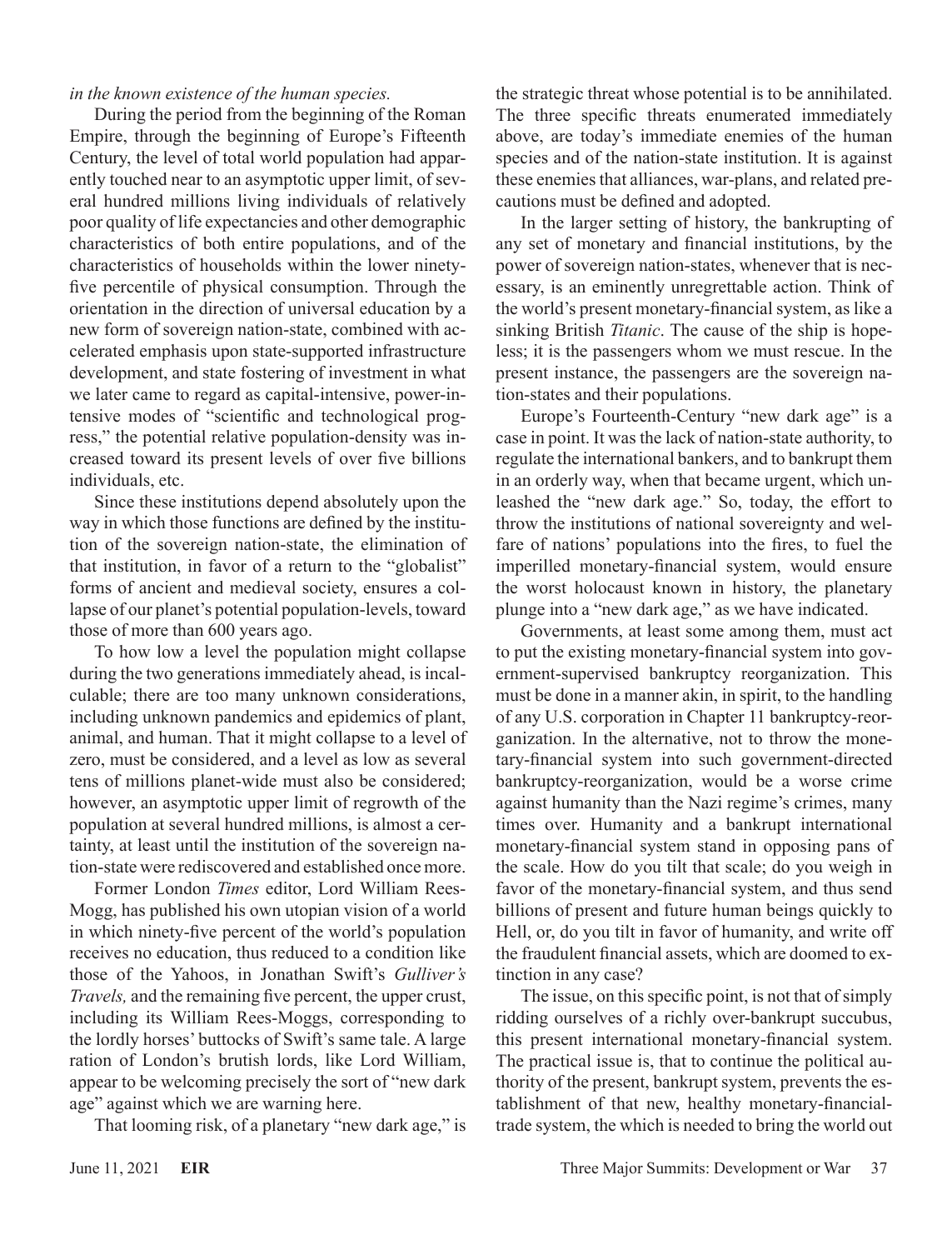*in the known existence of the human species.*

During the period from the beginning of the Roman Empire, through the beginning of Europe's Fifteenth Century, the level of total world population had apparently touched near to an asymptotic upper limit, of several hundred millions living individuals of relatively poor quality of life expectancies and other demographic characteristics of both entire populations, and of the characteristics of households within the lower ninety-five percentile of physical consumption. Through the orientation in the direction of universal education by a new form of sovereign nation-state, combined with accelerated emphasis upon state-supported infrastructure development, and state fostering of investment in what we later came to regard as capital-intensive, power-intensive modes of "scientific and technological progress," the potential relative population-density was increased toward its present levels of over five billions individuals, etc.

Since these institutions depend absolutely upon the way in which those functions are defined by the institution of the sovereign nation-state, the elimination of that institution, in favor of a return to the "globalist" forms of ancient and medieval society, ensures a collapse of our planet's potential population-levels, toward those of more than 600 years ago.

To how low a level the population might collapse during the two generations immediately ahead, is incalculable; there are too many unknown considerations, including unknown pandemics and epidemics of plant, animal, and human. That it might collapse to a level of zero, must be considered, and a level as low as several tens of millions planet-wide must also be considered; however, an asymptotic upper limit of regrowth of the population at several hundred millions, is almost a certainty, at least until the institution of the sovereign nation-state were rediscovered and established once more.

Former London *Times* editor, Lord William Rees-Mogg, has published his own utopian vision of a world in which ninety-five percent of the world's population receives no education, thus reduced to a condition like those of the Yahoos, in Jonathan Swift's *Gulliver's Travels,* and the remaining five percent, the upper crust, including its William Rees-Moggs, corresponding to the lordly horses' buttocks of Swift's same tale. A large ration of London's brutish lords, like Lord William, appear to be welcoming precisely the sort of "new dark age" against which we are warning here.

That looming risk, of a planetary "new dark age," is the strategic threat whose potential is to be annihilated. The three specific threats enumerated immediately above, are today's immediate enemies of the human species and of the nation-state institution. It is against these enemies that alliances, war-plans, and related precautions must be defined and adopted.

In the larger setting of history, the bankrupting of any set of monetary and financial institutions, by the power of sovereign nation-states, whenever that is necessary, is an eminently unregrettable action. Think of the world's present monetary-financial system, as like a sinking British *Titanic*. The cause of the ship is hopeless; it is the passengers whom we must rescue. In the present instance, the passengers are the sovereign nation-states and their populations.

Europe's Fourteenth-Century "new dark age" is a case in point. It was the lack of nation-state authority, to regulate the international bankers, and to bankrupt them in an orderly way, when that became urgent, which unleashed the "new dark age." So, today, the effort to throw the institutions of national sovereignty and welfare of nations' populations into the fires, to fuel the imperilled monetary-financial system, would ensure the worst holocaust known in history, the planetary plunge into a "new dark age," as we have indicated.

Governments, at least some among them, must act to put the existing monetary-financial system into government-supervised bankruptcy reorganization. This must be done in a manner akin, in spirit, to the handling of any U.S. corporation in Chapter 11 bankruptcy-reorganization. In the alternative, not to throw the monetary-financial system into such government-directed bankruptcy-reorganization, would be a worse crime against humanity than the Nazi regime's crimes, many times over. Humanity and a bankrupt international monetary-financial system stand in opposing pans of the scale. How do you tilt that scale; do you weigh in favor of the monetary-financial system, and thus send billions of present and future human beings quickly to Hell, or, do you tilt in favor of humanity, and write off the fraudulent financial assets, which are doomed to extinction in any case?

The issue, on this specific point, is not that of simply ridding ourselves of a richly over-bankrupt succubus, this present international monetary-financial system. The practical issue is, that to continue the political authority of the present, bankrupt system, prevents the establishment of that new, healthy monetary-financial-trade system, the which is needed to bring the world out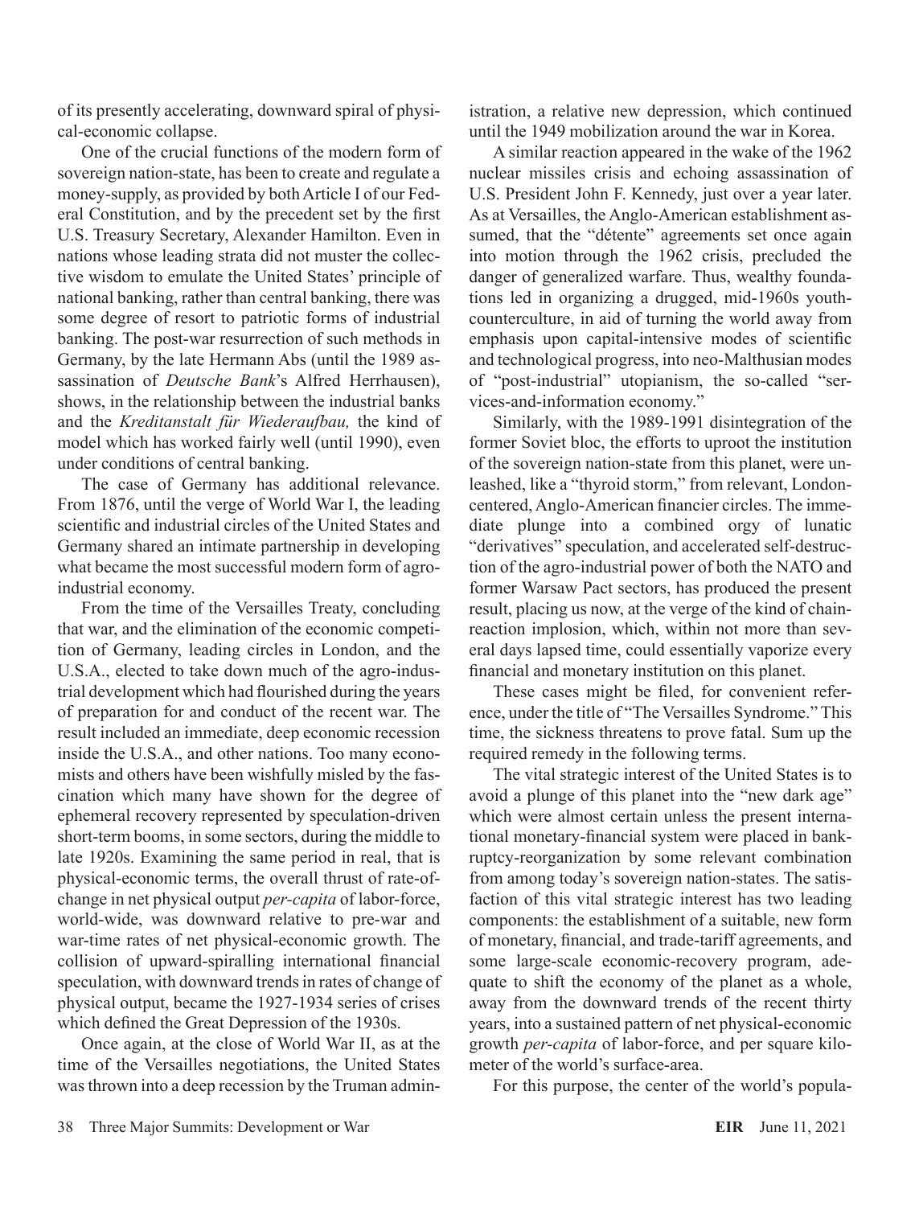of its presently accelerating, downward spiral of physical-economic collapse.

One of the crucial functions of the modern form of sovereign nation-state, has been to create and regulate a money-supply, as provided by both Article I of our Federal Constitution, and by the precedent set by the first U.S. Treasury Secretary, Alexander Hamilton. Even in nations whose leading strata did not muster the collective wisdom to emulate the United States' principle of national banking, rather than central banking, there was some degree of resort to patriotic forms of industrial banking. The post-war resurrection of such methods in Germany, by the late Hermann Abs (until the 1989 assassination of *Deutsche Bank*'s Alfred Herrhausen), shows, in the relationship between the industrial banks and the *Kreditanstalt für Wiederaufbau,* the kind of model which has worked fairly well (until 1990), even under conditions of central banking.

The case of Germany has additional relevance. From 1876, until the verge of World War I, the leading scientific and industrial circles of the United States and Germany shared an intimate partnership in developing what became the most successful modern form of agro-industrial economy.

From the time of the Versailles Treaty, concluding that war, and the elimination of the economic competition of Germany, leading circles in London, and the U.S.A., elected to take down much of the agro-industrial development which had flourished during the years of preparation for and conduct of the recent war. The result included an immediate, deep economic recession inside the U.S.A., and other nations. Too many economists and others have been wishfully misled by the fascination which many have shown for the degree of ephemeral recovery represented by speculation-driven short-term booms, in some sectors, during the middle to late 1920s. Examining the same period in real, that is physical-economic terms, the overall thrust of rate-of-change in net physical output *per-capita* of labor-force, world-wide, was downward relative to pre-war and war-time rates of net physical-economic growth. The collision of upward-spiralling international financial speculation, with downward trends in rates of change of physical output, became the 1927-1934 series of crises which defined the Great Depression of the 1930s.

Once again, at the close of World War II, as at the time of the Versailles negotiations, the United States was thrown into a deep recession by the Truman administration, a relative new depression, which continued until the 1949 mobilization around the war in Korea.

A similar reaction appeared in the wake of the 1962 nuclear missiles crisis and echoing assassination of U.S. President John F. Kennedy, just over a year later. As at Versailles, the Anglo-American establishment assumed, that the "détente" agreements set once again into motion through the 1962 crisis, precluded the danger of generalized warfare. Thus, wealthy foundations led in organizing a drugged, mid-1960s youth-counterculture, in aid of turning the world away from emphasis upon capital-intensive modes of scientific and technological progress, into neo-Malthusian modes of "post-industrial" utopianism, the so-called "services-and-information economy."

Similarly, with the 1989-1991 disintegration of the former Soviet bloc, the efforts to uproot the institution of the sovereign nation-state from this planet, were unleashed, like a "thyroid storm," from relevant, London-centered, Anglo-American financier circles. The immediate plunge into a combined orgy of lunatic "derivatives" speculation, and accelerated self-destruction of the agro-industrial power of both the NATO and former Warsaw Pact sectors, has produced the present result, placing us now, at the verge of the kind of chain-reaction implosion, which, within not more than several days lapsed time, could essentially vaporize every financial and monetary institution on this planet.

These cases might be filed, for convenient reference, under the title of "The Versailles Syndrome." This time, the sickness threatens to prove fatal. Sum up the required remedy in the following terms.

The vital strategic interest of the United States is to avoid a plunge of this planet into the "new dark age" which were almost certain unless the present international monetary-financial system were placed in bankruptcy-reorganization by some relevant combination from among today's sovereign nation-states. The satisfaction of this vital strategic interest has two leading components: the establishment of a suitable, new form of monetary, financial, and trade-tariff agreements, and some large-scale economic-recovery program, adequate to shift the economy of the planet as a whole, away from the downward trends of the recent thirty years, into a sustained pattern of net physical-economic growth *per-capita* of labor-force, and per square kilometer of the world's surface-area.

For this purpose, the center of the world's popula-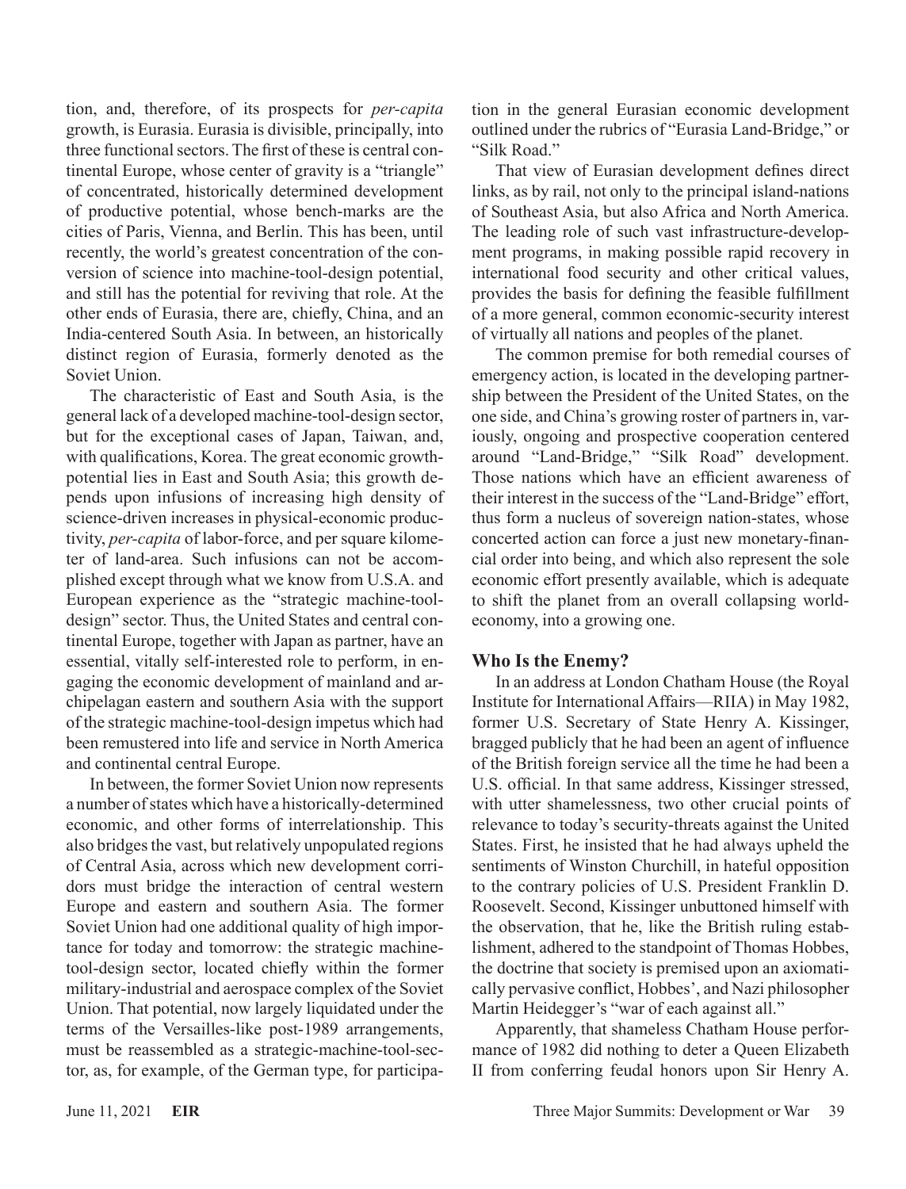tion, and, therefore, of its prospects for *per-capita* growth, is Eurasia. Eurasia is divisible, principally, into three functional sectors. The first of these is central continental Europe, whose center of gravity is a "triangle" of concentrated, historically determined development of productive potential, whose bench-marks are the cities of Paris, Vienna, and Berlin. This has been, until recently, the world's greatest concentration of the conversion of science into machine-tool-design potential, and still has the potential for reviving that role. At the other ends of Eurasia, there are, chiefly, China, and an India-centered South Asia. In between, an historically distinct region of Eurasia, formerly denoted as the Soviet Union.

The characteristic of East and South Asia, is the general lack of a developed machine-tool-design sector, but for the exceptional cases of Japan, Taiwan, and, with qualifications, Korea. The great economic growth-potential lies in East and South Asia; this growth depends upon infusions of increasing high density of science-driven increases in physical-economic productivity, *per-capita* of labor-force, and per square kilometer of land-area. Such infusions can not be accomplished except through what we know from U.S.A. and European experience as the "strategic machine-tool-design" sector. Thus, the United States and central continental Europe, together with Japan as partner, have an essential, vitally self-interested role to perform, in engaging the economic development of mainland and archipelagan eastern and southern Asia with the support of the strategic machine-tool-design impetus which had been remustered into life and service in North America and continental central Europe.

In between, the former Soviet Union now represents a number of states which have a historically-determined economic, and other forms of interrelationship. This also bridges the vast, but relatively unpopulated regions of Central Asia, across which new development corridors must bridge the interaction of central western Europe and eastern and southern Asia. The former Soviet Union had one additional quality of high importance for today and tomorrow: the strategic machine-tool-design sector, located chiefly within the former military-industrial and aerospace complex of the Soviet Union. That potential, now largely liquidated under the terms of the Versailles-like post-1989 arrangements, must be reassembled as a strategic-machine-tool-sector, as, for example, of the German type, for participation in the general Eurasian economic development outlined under the rubrics of "Eurasia Land-Bridge," or "Silk Road."

That view of Eurasian development defines direct links, as by rail, not only to the principal island-nations of Southeast Asia, but also Africa and North America. The leading role of such vast infrastructure-development programs, in making possible rapid recovery in international food security and other critical values, provides the basis for defining the feasible fulfillment of a more general, common economic-security interest of virtually all nations and peoples of the planet.

The common premise for both remedial courses of emergency action, is located in the developing partnership between the President of the United States, on the one side, and China's growing roster of partners in, variously, ongoing and prospective cooperation centered around "Land-Bridge," "Silk Road" development. Those nations which have an efficient awareness of their interest in the success of the "Land-Bridge" effort, thus form a nucleus of sovereign nation-states, whose concerted action can force a just new monetary-financial order into being, and which also represent the sole economic effort presently available, which is adequate to shift the planet from an overall collapsing world-economy, into a growing one.

### Who Is the Enemy?

In an address at London Chatham House (the Royal Institute for International Affairs—RIIA) in May 1982, former U.S. Secretary of State Henry A. Kissinger, bragged publicly that he had been an agent of influence of the British foreign service all the time he had been a U.S. official. In that same address, Kissinger stressed, with utter shamelessness, two other crucial points of relevance to today's security-threats against the United States. First, he insisted that he had always upheld the sentiments of Winston Churchill, in hateful opposition to the contrary policies of U.S. President Franklin D. Roosevelt. Second, Kissinger unbuttoned himself with the observation, that he, like the British ruling establishment, adhered to the standpoint of Thomas Hobbes, the doctrine that society is premised upon an axiomatically pervasive conflict, Hobbes', and Nazi philosopher Martin Heidegger's "war of each against all."

Apparently, that shameless Chatham House performance of 1982 did nothing to deter a Queen Elizabeth II from conferring feudal honors upon Sir Henry A.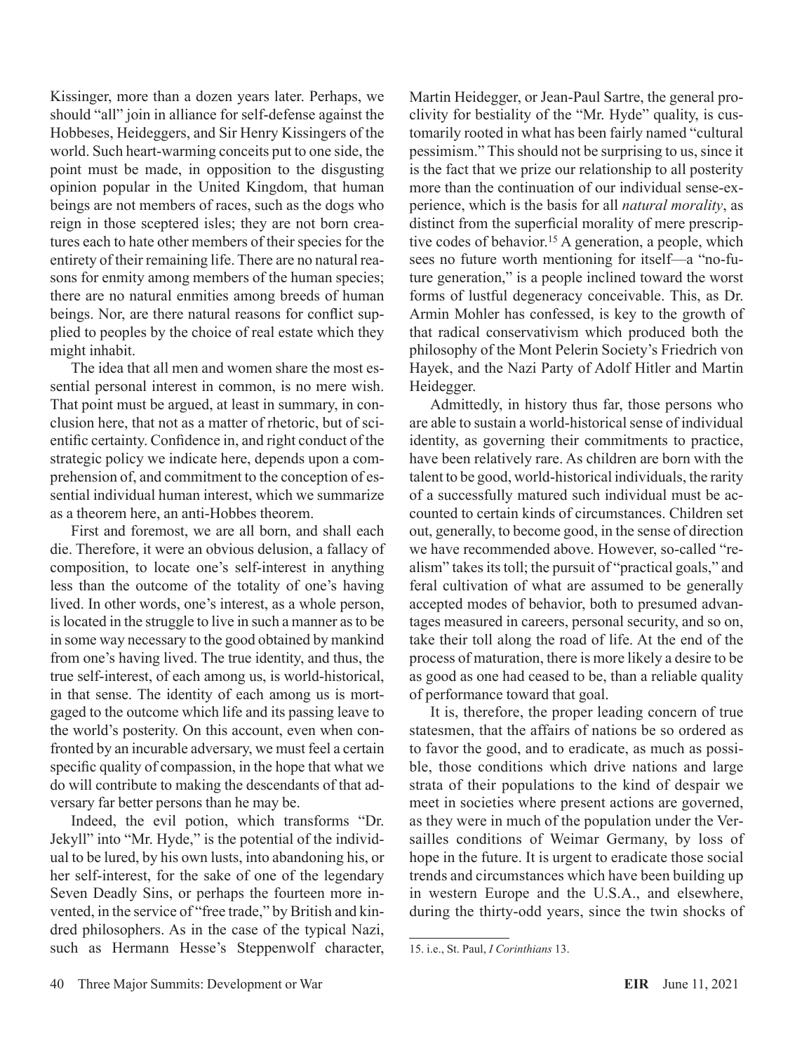Kissinger, more than a dozen years later. Perhaps, we should "all" join in alliance for self-defense against the Hobbeses, Heideggers, and Sir Henry Kissingers of the world. Such heart-warming conceits put to one side, the point must be made, in opposition to the disgusting opinion popular in the United Kingdom, that human beings are not members of races, such as the dogs who reign in those sceptered isles; they are not born creatures each to hate other members of their species for the entirety of their remaining life. There are no natural reasons for enmity among members of the human species; there are no natural enmities among breeds of human beings. Nor, are there natural reasons for conflict supplied to peoples by the choice of real estate which they might inhabit.

The idea that all men and women share the most essential personal interest in common, is no mere wish. That point must be argued, at least in summary, in conclusion here, that not as a matter of rhetoric, but of scientific certainty. Confidence in, and right conduct of the strategic policy we indicate here, depends upon a comprehension of, and commitment to the conception of essential individual human interest, which we summarize as a theorem here, an anti-Hobbes theorem.

First and foremost, we are all born, and shall each die. Therefore, it were an obvious delusion, a fallacy of composition, to locate one's self-interest in anything less than the outcome of the totality of one's having lived. In other words, one's interest, as a whole person, is located in the struggle to live in such a manner as to be in some way necessary to the good obtained by mankind from one's having lived. The true identity, and thus, the true self-interest, of each among us, is world-historical, in that sense. The identity of each among us is mortgaged to the outcome which life and its passing leave to the world's posterity. On this account, even when confronted by an incurable adversary, we must feel a certain specific quality of compassion, in the hope that what we do will contribute to making the descendants of that adversary far better persons than he may be.

Indeed, the evil potion, which transforms "Dr. Jekyll" into "Mr. Hyde," is the potential of the individual to be lured, by his own lusts, into abandoning his, or her self-interest, for the sake of one of the legendary Seven Deadly Sins, or perhaps the fourteen more invented, in the service of "free trade," by British and kindred philosophers. As in the case of the typical Nazi, such as Hermann Hesse's Steppenwolf character, Martin Heidegger, or Jean-Paul Sartre, the general proclivity for bestiality of the "Mr. Hyde" quality, is customarily rooted in what has been fairly named "cultural pessimism." This should not be surprising to us, since it is the fact that we prize our relationship to all posterity more than the continuation of our individual sense-experience, which is the basis for all *natural morality*, as distinct from the superficial morality of mere prescriptive codes of behavior.[15] A generation, a people, which sees no future worth mentioning for itself—a "no-future generation," is a people inclined toward the worst forms of lustful degeneracy conceivable. This, as Dr. Armin Mohler has confessed, is key to the growth of that radical conservativism which produced both the philosophy of the Mont Pelerin Society's Friedrich von Hayek, and the Nazi Party of Adolf Hitler and Martin Heidegger.

Admittedly, in history thus far, those persons who are able to sustain a world-historical sense of individual identity, as governing their commitments to practice, have been relatively rare. As children are born with the talent to be good, world-historical individuals, the rarity of a successfully matured such individual must be accounted to certain kinds of circumstances. Children set out, generally, to become good, in the sense of direction we have recommended above. However, so-called "realism" takes its toll; the pursuit of "practical goals," and feral cultivation of what are assumed to be generally accepted modes of behavior, both to presumed advantages measured in careers, personal security, and so on, take their toll along the road of life. At the end of the process of maturation, there is more likely a desire to be as good as one had ceased to be, than a reliable quality of performance toward that goal.

It is, therefore, the proper leading concern of true statesmen, that the affairs of nations be so ordered as to favor the good, and to eradicate, as much as possible, those conditions which drive nations and large strata of their populations to the kind of despair we meet in societies where present actions are governed, as they were in much of the population under the Versailles conditions of Weimar Germany, by loss of hope in the future. It is urgent to eradicate those social trends and circumstances which have been building up in western Europe and the U.S.A., and elsewhere, during the thirty-odd years, since the twin shocks of

15. i.e., St. Paul, *I Corinthians* 13.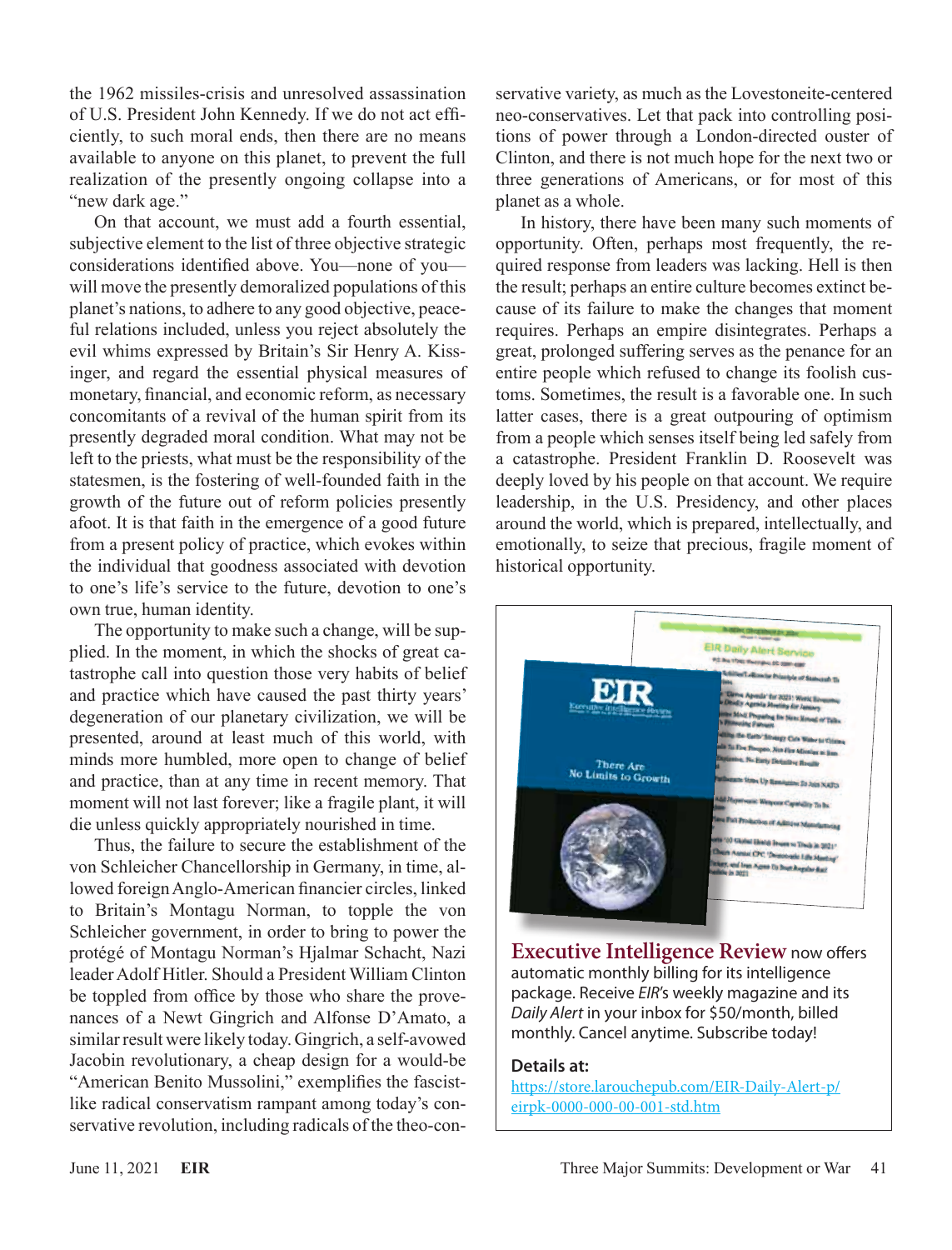the 1962 missiles-crisis and unresolved assassination of U.S. President John Kennedy. If we do not act efficiently, to such moral ends, then there are no means available to anyone on this planet, to prevent the full realization of the presently ongoing collapse into a "new dark age."

On that account, we must add a fourth essential, subjective element to the list of three objective strategic considerations identified above. You—none of you—will move the presently demoralized populations of this planet's nations, to adhere to any good objective, peaceful relations included, unless you reject absolutely the evil whims expressed by Britain's Sir Henry A. Kissinger, and regard the essential physical measures of monetary, financial, and economic reform, as necessary concomitants of a revival of the human spirit from its presently degraded moral condition. What may not be left to the priests, what must be the responsibility of the statesmen, is the fostering of well-founded faith in the growth of the future out of reform policies presently afoot. It is that faith in the emergence of a good future from a present policy of practice, which evokes within the individual that goodness associated with devotion to one's life's service to the future, devotion to one's own true, human identity.

The opportunity to make such a change, will be supplied. In the moment, in which the shocks of great catastrophe call into question those very habits of belief and practice which have caused the past thirty years' degeneration of our planetary civilization, we will be presented, around at least much of this world, with minds more humbled, more open to change of belief and practice, than at any time in recent memory. That moment will not last forever; like a fragile plant, it will die unless quickly appropriately nourished in time.

Thus, the failure to secure the establishment of the von Schleicher Chancellorship in Germany, in time, allowed foreign Anglo-American financier circles, linked to Britain's Montagu Norman, to topple the von Schleicher government, in order to bring to power the protégé of Montagu Norman's Hjalmar Schacht, Nazi leader Adolf Hitler. Should a President William Clinton be toppled from office by those who share the provenances of a Newt Gingrich and Alfonse D'Amato, a similar result were likely today. Gingrich, a self-avowed Jacobin revolutionary, a cheap design for a would-be "American Benito Mussolini," exemplifies the fascist-like radical conservatism rampant among today's conservative revolution, including radicals of the theo-conservative variety, as much as the Lovestoneite-centered neo-conservatives. Let that pack into controlling positions of power through a London-directed ouster of Clinton, and there is not much hope for the next two or three generations of Americans, or for most of this planet as a whole.

In history, there have been many such moments of opportunity. Often, perhaps most frequently, the required response from leaders was lacking. Hell is then the result; perhaps an entire culture becomes extinct because of its failure to make the changes that moment requires. Perhaps an empire disintegrates. Perhaps a great, prolonged suffering serves as the penance for an entire people which refused to change its foolish customs. Sometimes, the result is a favorable one. In such latter cases, there is a great outpouring of optimism from a people which senses itself being led safely from a catastrophe. President Franklin D. Roosevelt was deeply loved by his people on that account. We require leadership, in the U.S. Presidency, and other places around the world, which is prepared, intellectually, and emotionally, to seize that precious, fragile moment of historical opportunity.

---

**Executive Intelligence Review** now offers automatic monthly billing for its intelligence package. Receive *EIR*'s weekly magazine and its *Daily Alert* in your inbox for $50/month, billed monthly. Cancel anytime. Subscribe today!

**Details at:**

https://store.larouchepub.com/EIR-Daily-Alert-p/eirpk-0000-000-00-001-std.htm